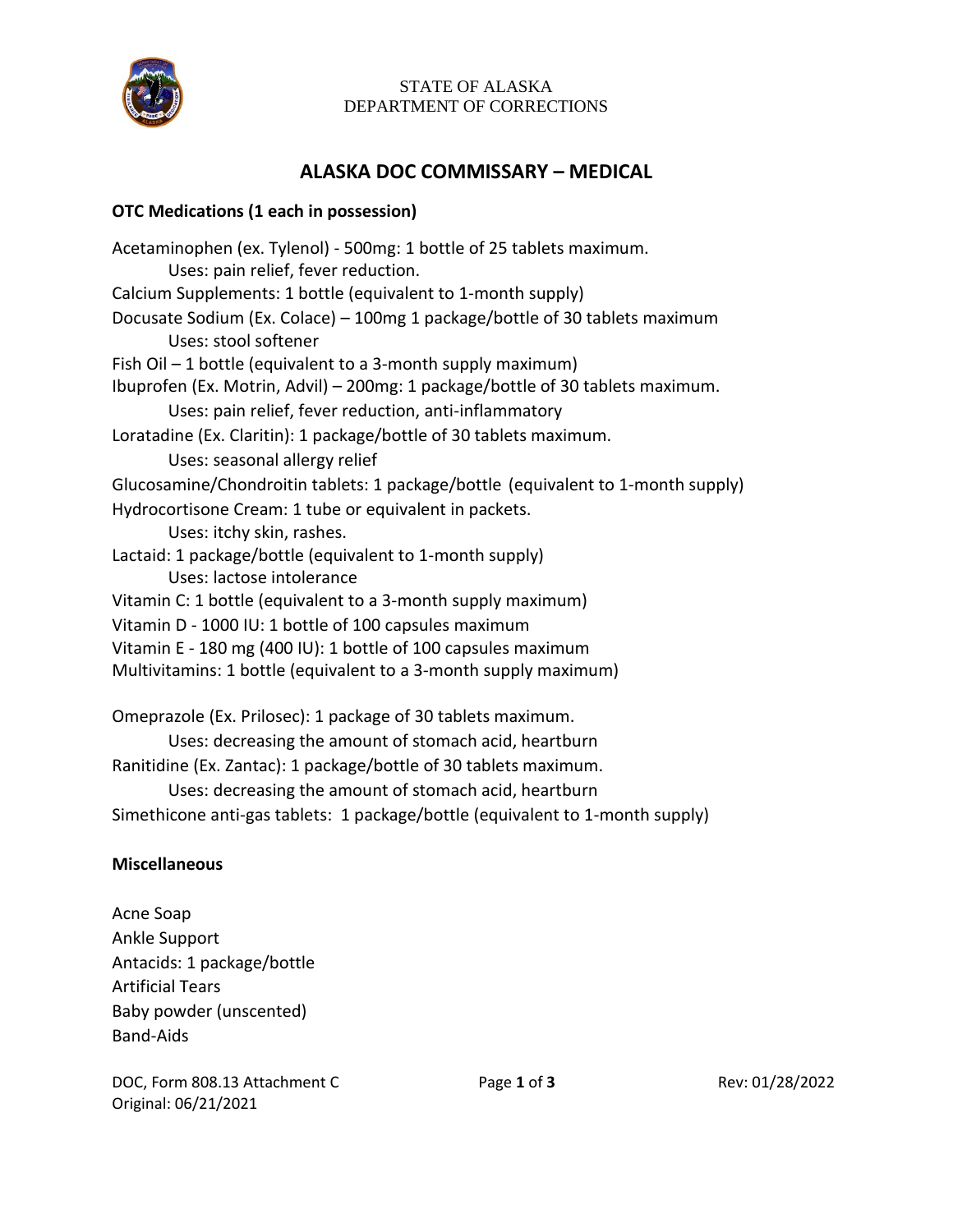STATE OF ALASKA
DEPARTMENT OF CORRECTIONS

# ALASKA DOC COMMISSARY – MEDICAL

**OTC Medications (1 each in possession)**

Acetaminophen (ex. Tylenol) - 500mg: 1 bottle of 25 tablets maximum.
  Uses: pain relief, fever reduction.
Calcium Supplements: 1 bottle (equivalent to 1-month supply)
Docusate Sodium (Ex. Colace) – 100mg 1 package/bottle of 30 tablets maximum
  Uses: stool softener
Fish Oil – 1 bottle (equivalent to a 3-month supply maximum)
Ibuprofen (Ex. Motrin, Advil) – 200mg: 1 package/bottle of 30 tablets maximum.
  Uses: pain relief, fever reduction, anti-inflammatory
Loratadine (Ex. Claritin): 1 package/bottle of 30 tablets maximum.
  Uses: seasonal allergy relief
Glucosamine/Chondroitin tablets: 1 package/bottle (equivalent to 1-month supply)
Hydrocortisone Cream: 1 tube or equivalent in packets.
  Uses: itchy skin, rashes.
Lactaid: 1 package/bottle (equivalent to 1-month supply)
  Uses: lactose intolerance
Vitamin C: 1 bottle (equivalent to a 3-month supply maximum)
Vitamin D - 1000 IU: 1 bottle of 100 capsules maximum
Vitamin E - 180 mg (400 IU): 1 bottle of 100 capsules maximum
Multivitamins: 1 bottle (equivalent to a 3-month supply maximum)

Omeprazole (Ex. Prilosec): 1 package of 30 tablets maximum.
  Uses: decreasing the amount of stomach acid, heartburn
Ranitidine (Ex. Zantac): 1 package/bottle of 30 tablets maximum.
  Uses: decreasing the amount of stomach acid, heartburn
Simethicone anti-gas tablets: 1 package/bottle (equivalent to 1-month supply)

**Miscellaneous**

Acne Soap
Ankle Support
Antacids: 1 package/bottle
Artificial Tears
Baby powder (unscented)
Band-Aids

DOC, Form 808.13 Attachment C
Original: 06/21/2021
Rev: 01/28/2022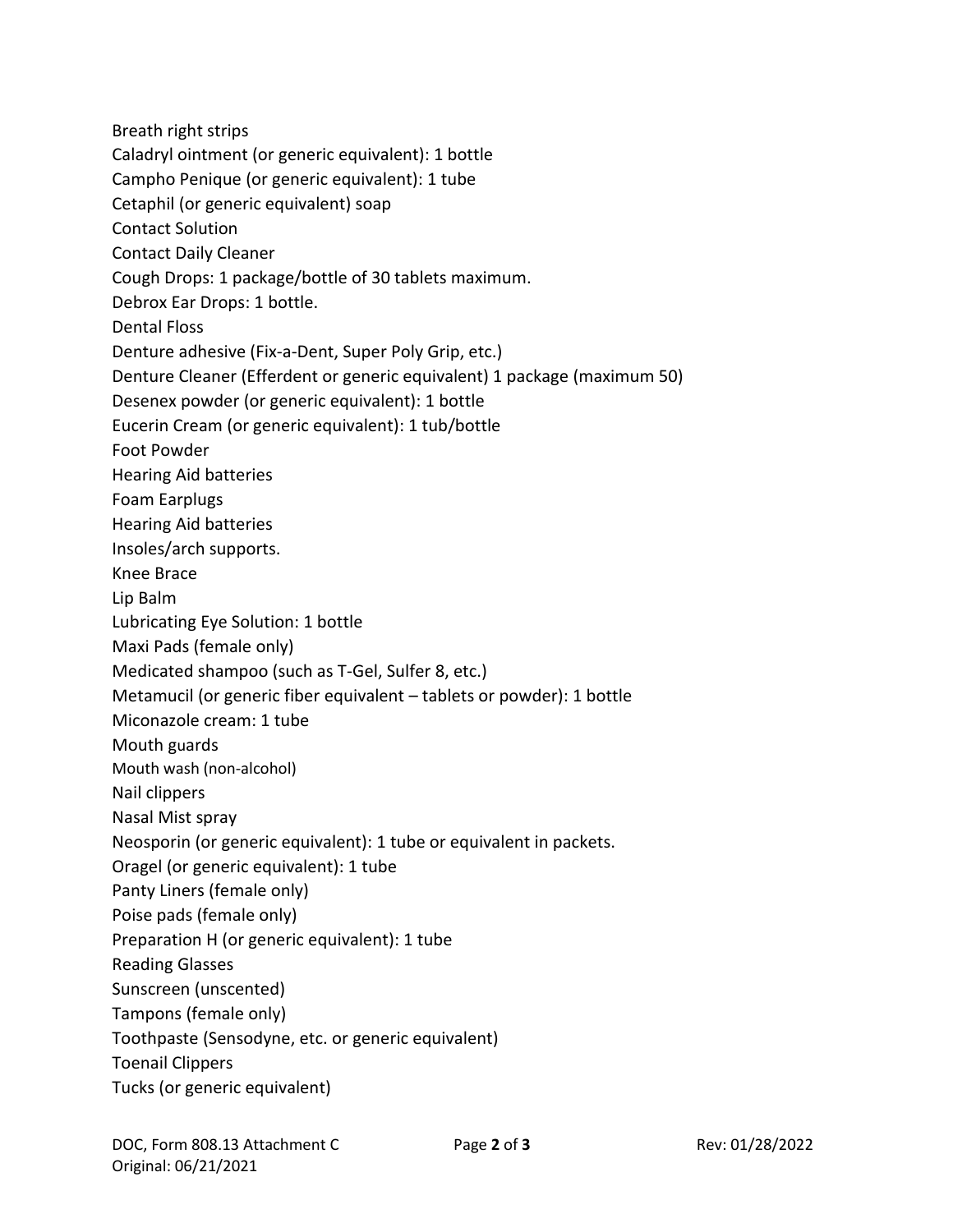Breath right strips
Caladryl ointment (or generic equivalent): 1 bottle
Campho Penique (or generic equivalent): 1 tube
Cetaphil (or generic equivalent) soap
Contact Solution
Contact Daily Cleaner
Cough Drops: 1 package/bottle of 30 tablets maximum.
Debrox Ear Drops: 1 bottle.
Dental Floss
Denture adhesive (Fix-a-Dent, Super Poly Grip, etc.)
Denture Cleaner (Efferdent or generic equivalent) 1 package (maximum 50)
Desenex powder (or generic equivalent): 1 bottle
Eucerin Cream (or generic equivalent): 1 tub/bottle
Foot Powder
Hearing Aid batteries
Foam Earplugs
Hearing Aid batteries
Insoles/arch supports.
Knee Brace
Lip Balm
Lubricating Eye Solution: 1 bottle
Maxi Pads (female only)
Medicated shampoo (such as T-Gel, Sulfer 8, etc.)
Metamucil (or generic fiber equivalent – tablets or powder): 1 bottle
Miconazole cream: 1 tube
Mouth guards
Mouth wash (non-alcohol)
Nail clippers
Nasal Mist spray
Neosporin (or generic equivalent): 1 tube or equivalent in packets.
Oragel (or generic equivalent): 1 tube
Panty Liners (female only)
Poise pads (female only)
Preparation H (or generic equivalent): 1 tube
Reading Glasses
Sunscreen (unscented)
Tampons (female only)
Toothpaste (Sensodyne, etc. or generic equivalent)
Toenail Clippers
Tucks (or generic equivalent)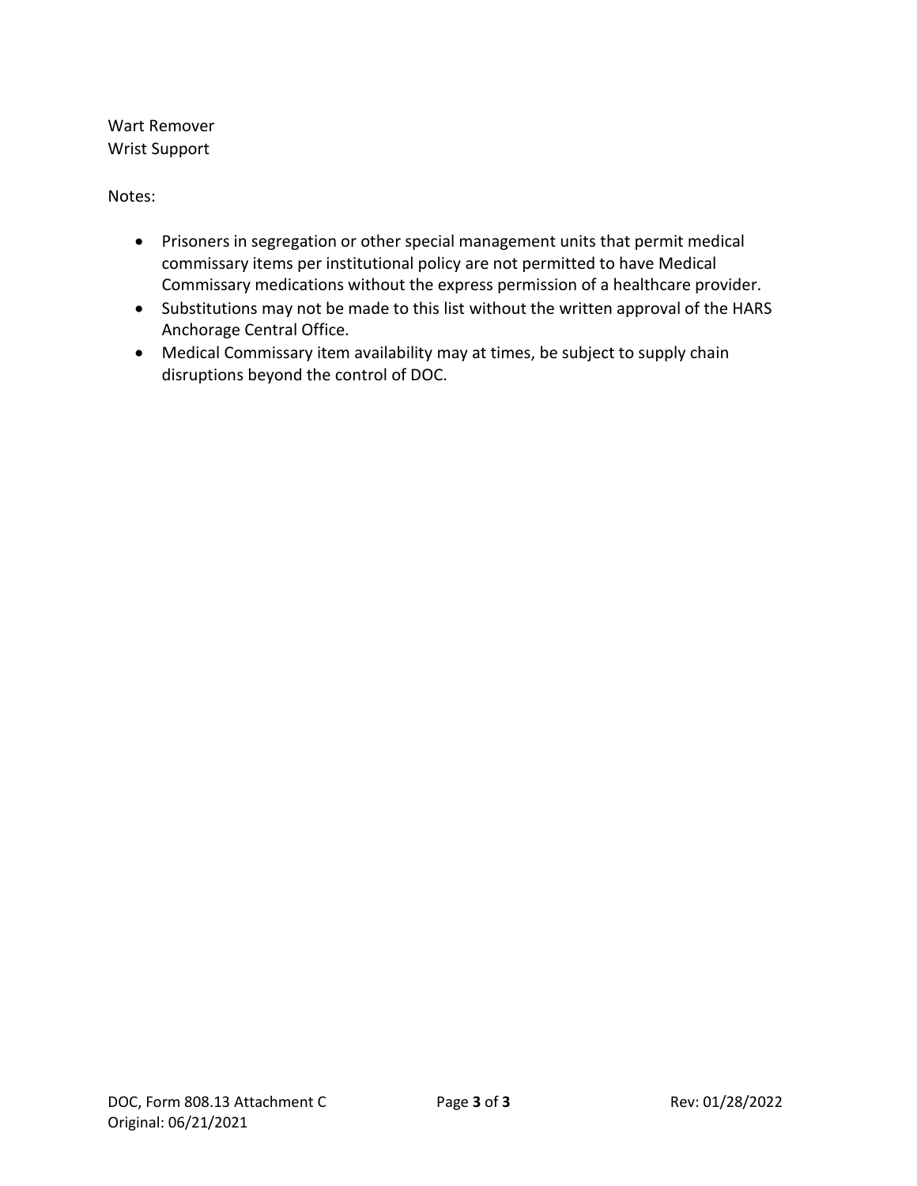Wart Remover
Wrist Support

Notes:

- Prisoners in segregation or other special management units that permit medical commissary items per institutional policy are not permitted to have Medical Commissary medications without the express permission of a healthcare provider.
- Substitutions may not be made to this list without the written approval of the HARS Anchorage Central Office.
- Medical Commissary item availability may at times, be subject to supply chain disruptions beyond the control of DOC.